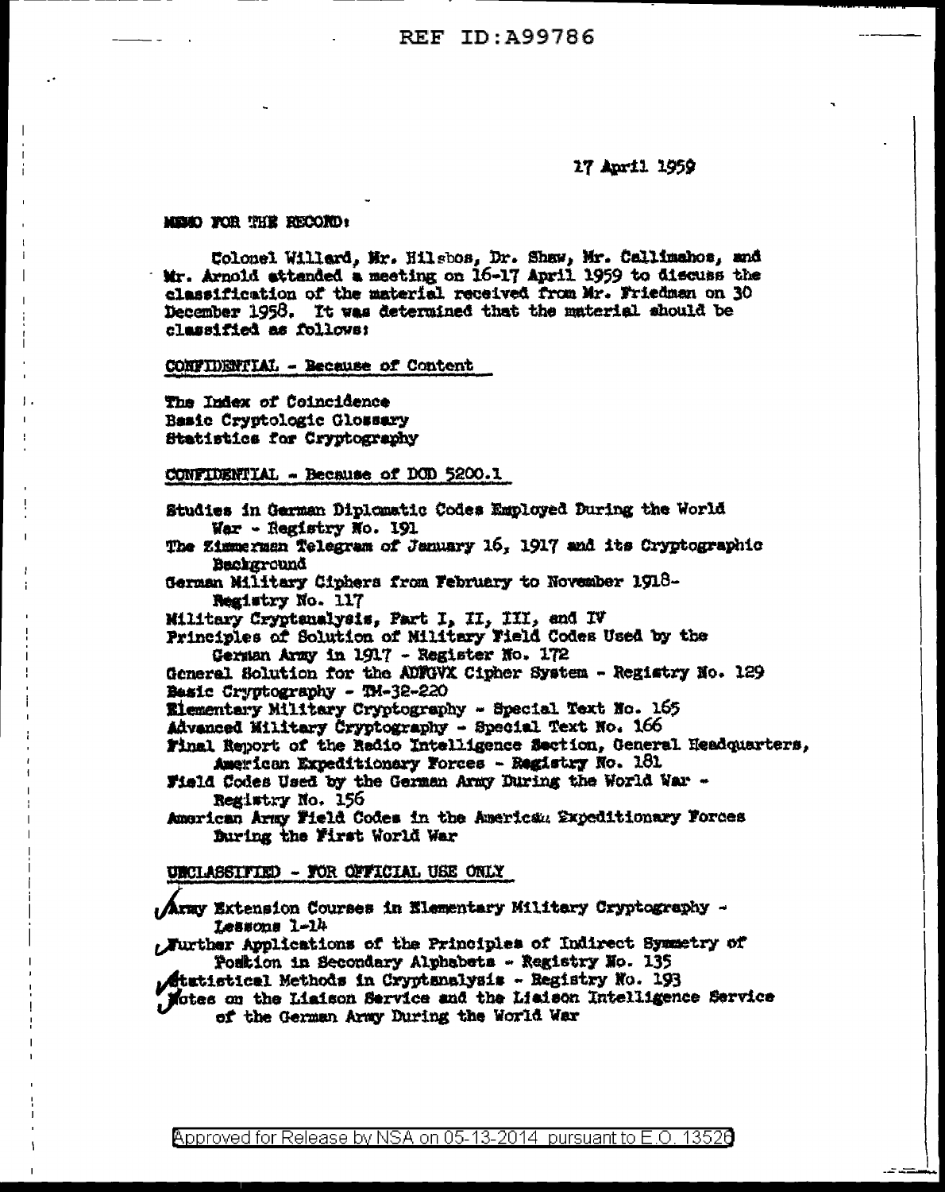REF ID:A99786

17 April 1959

MEMO FOR THE RECORD:

Colonel Willard, Mr. Hilsboe, Dr. Shaw, Mr. Callimahos, and Mr. Arnold attended a meeting on 16-17 April 1959 to discuss the classification of the material received from Mr. Friedman on 30 December 1958. It was determined that the material should be classified as follows:

CONFIDENTIAL - Because of Content

The Index of Coincidence
Basic Cryptologic Glossary
Statistics for Cryptography

CONFIDENTIAL - Because of DOD 5200.1

Studies in German Diplomatic Codes Employed During the World War - Registry No. 191
The Zimmerman Telegram of January 16, 1917 and its Cryptographic Background
German Military Ciphers from February to November 1918- Registry No. 117
Military Cryptanalysis, Part I, II, III, and IV
Principles of Solution of Military Field Codes Used by the German Army in 1917 - Register No. 172
General Solution for the ADFGVX Cipher System - Registry No. 129
Basic Cryptography - TM-32-220
Elementary Military Cryptography - Special Text No. 165
Advanced Military Cryptography - Special Text No. 166
Final Report of the Radio Intelligence Section, General Headquarters, American Expeditionary Forces - Registry No. 181
Field Codes Used by the German Army During the World War - Registry No. 156
American Army Field Codes in the American Expeditionary Forces During the First World War

UNCLASSIFIED - FOR OFFICIAL USE ONLY

Army Extension Courses in Elementary Military Cryptography - Lessons 1-14
Further Applications of the Principles of Indirect Symmetry of Position in Secondary Alphabets - Registry No. 135
Statistical Methods in Cryptanalysis - Registry No. 193
Notes on the Liaison Service and the Liaison Intelligence Service of the German Army During the World War

Approved for Release by NSA on 05-13-2014 pursuant to E.O. 13526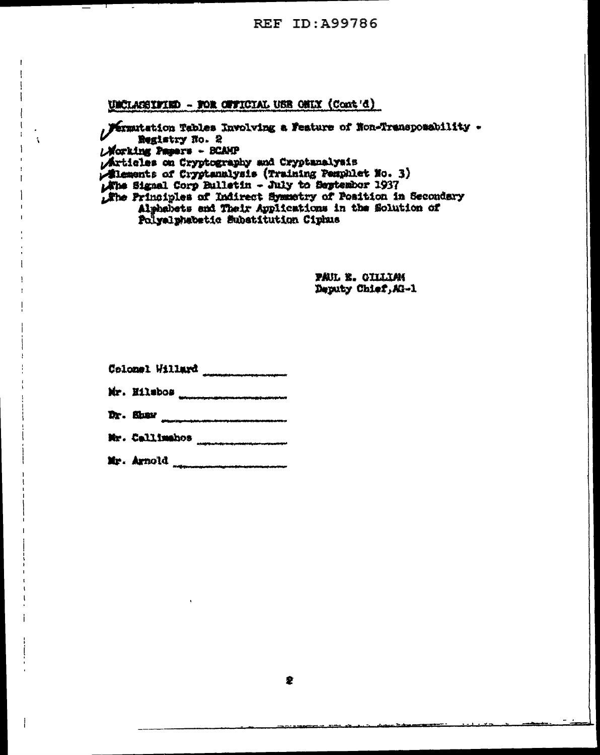REF ID:A99786

UNCLASSIFIED - FOR OFFICIAL USE ONLY (Cont'd)

- Permutation Tables Involving a Feature of Non-Transposability - Registry No. 2
- Working Papers - SCAMP
- Articles on Cryptography and Cryptanalysis
- Elements of Cryptanalysis (Training Pamphlet No. 3)
- The Signal Corp Bulletin - July to September 1937
- The Principles of Indirect Symmetry of Position in Secondary Alphabets and Their Applications in the Solution of Polyalphabetic Substitution Ciphers

PAUL E. GILLIAM
Deputy Chief, AG-1

Colonel Willard ______________

Mr. Hilsbos ______________

Dr. Shaw ______________

Mr. Callimahos ______________

Mr. Arnold ______________